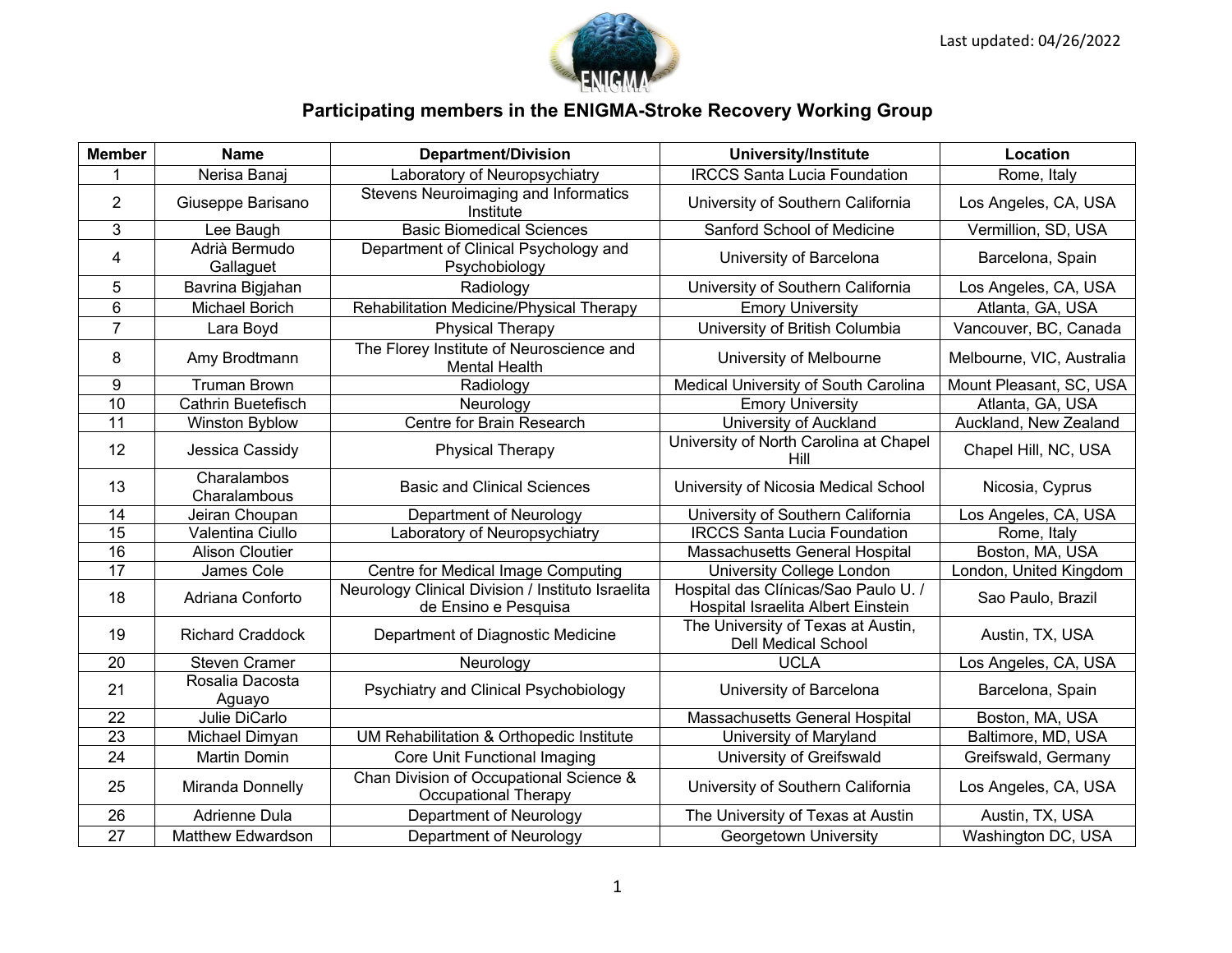Last updated: 04/26/2022

# Participating members in the ENIGMA-Stroke Recovery Working Group

| Member | Name | Department/Division | University/Institute | Location |
|---|---|---|---|---|
| 1 | Nerisa Banaj | Laboratory of Neuropsychiatry | IRCCS Santa Lucia Foundation | Rome, Italy |
| 2 | Giuseppe Barisano | Stevens Neuroimaging and Informatics Institute | University of Southern California | Los Angeles, CA, USA |
| 3 | Lee Baugh | Basic Biomedical Sciences | Sanford School of Medicine | Vermillion, SD, USA |
| 4 | Adrià Bermudo Gallaguet | Department of Clinical Psychology and Psychobiology | University of Barcelona | Barcelona, Spain |
| 5 | Bavrina Bigjahan | Radiology | University of Southern California | Los Angeles, CA, USA |
| 6 | Michael Borich | Rehabilitation Medicine/Physical Therapy | Emory University | Atlanta, GA, USA |
| 7 | Lara Boyd | Physical Therapy | University of British Columbia | Vancouver, BC, Canada |
| 8 | Amy Brodtmann | The Florey Institute of Neuroscience and Mental Health | University of Melbourne | Melbourne, VIC, Australia |
| 9 | Truman Brown | Radiology | Medical University of South Carolina | Mount Pleasant, SC, USA |
| 10 | Cathrin Buetefisch | Neurology | Emory University | Atlanta, GA, USA |
| 11 | Winston Byblow | Centre for Brain Research | University of Auckland | Auckland, New Zealand |
| 12 | Jessica Cassidy | Physical Therapy | University of North Carolina at Chapel Hill | Chapel Hill, NC, USA |
| 13 | Charalambos Charalambous | Basic and Clinical Sciences | University of Nicosia Medical School | Nicosia, Cyprus |
| 14 | Jeiran Choupan | Department of Neurology | University of Southern California | Los Angeles, CA, USA |
| 15 | Valentina Ciullo | Laboratory of Neuropsychiatry | IRCCS Santa Lucia Foundation | Rome, Italy |
| 16 | Alison Cloutier | | Massachusetts General Hospital | Boston, MA, USA |
| 17 | James Cole | Centre for Medical Image Computing | University College London | London, United Kingdom |
| 18 | Adriana Conforto | Neurology Clinical Division / Instituto Israelita de Ensino e Pesquisa | Hospital das Clínicas/Sao Paulo U. / Hospital Israelita Albert Einstein | Sao Paulo, Brazil |
| 19 | Richard Craddock | Department of Diagnostic Medicine | The University of Texas at Austin, Dell Medical School | Austin, TX, USA |
| 20 | Steven Cramer | Neurology | UCLA | Los Angeles, CA, USA |
| 21 | Rosalia Dacosta Aguayo | Psychiatry and Clinical Psychobiology | University of Barcelona | Barcelona, Spain |
| 22 | Julie DiCarlo | | Massachusetts General Hospital | Boston, MA, USA |
| 23 | Michael Dimyan | UM Rehabilitation & Orthopedic Institute | University of Maryland | Baltimore, MD, USA |
| 24 | Martin Domin | Core Unit Functional Imaging | University of Greifswald | Greifswald, Germany |
| 25 | Miranda Donnelly | Chan Division of Occupational Science & Occupational Therapy | University of Southern California | Los Angeles, CA, USA |
| 26 | Adrienne Dula | Department of Neurology | The University of Texas at Austin | Austin, TX, USA |
| 27 | Matthew Edwardson | Department of Neurology | Georgetown University | Washington DC, USA |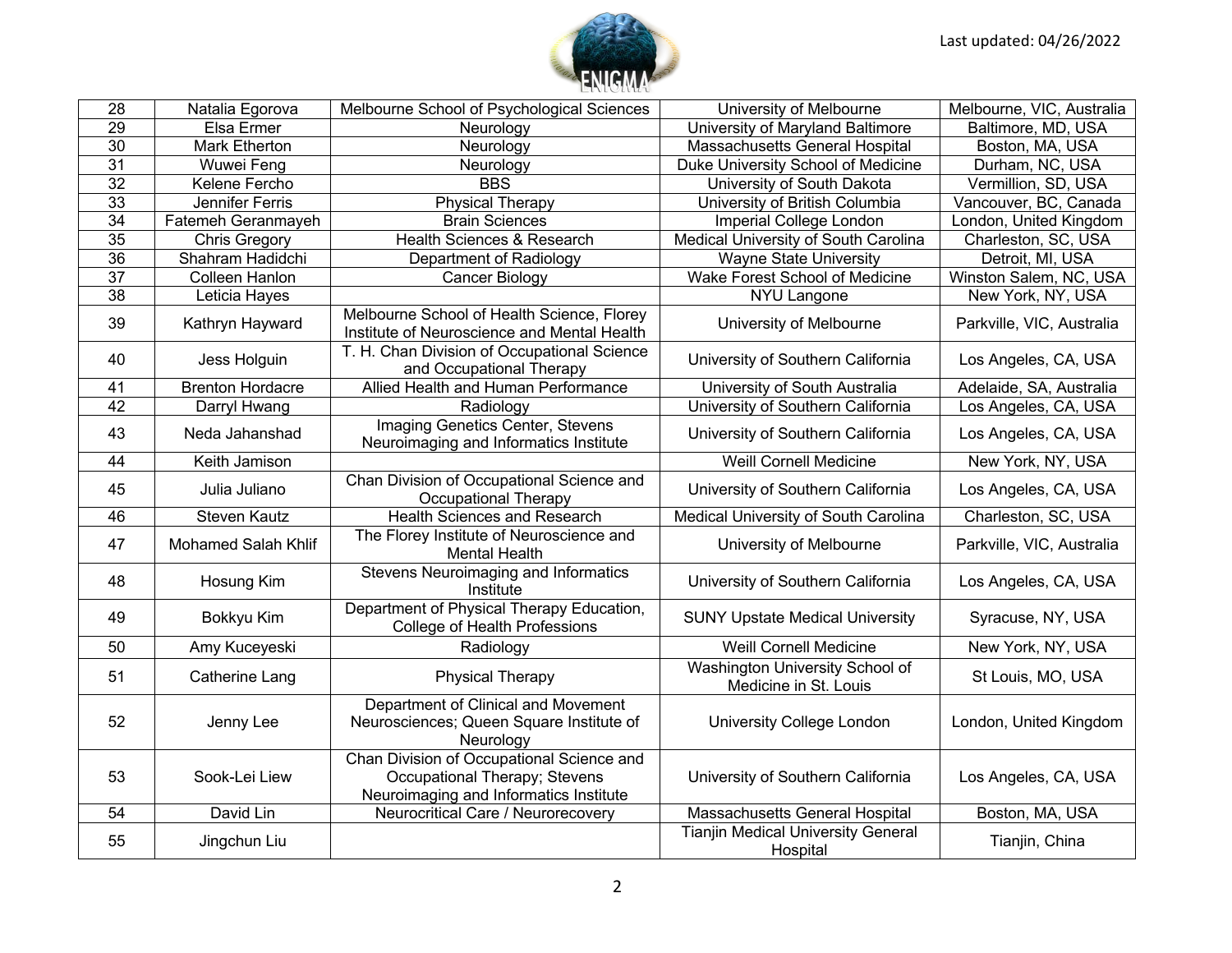| 28 | Natalia Egorova | Melbourne School of Psychological Sciences | University of Melbourne | Melbourne, VIC, Australia |
|---|---|---|---|---|
| 29 | Elsa Ermer | Neurology | University of Maryland Baltimore | Baltimore, MD, USA |
| 30 | Mark Etherton | Neurology | Massachusetts General Hospital | Boston, MA, USA |
| 31 | Wuwei Feng | Neurology | Duke University School of Medicine | Durham, NC, USA |
| 32 | Kelene Fercho | BBS | University of South Dakota | Vermillion, SD, USA |
| 33 | Jennifer Ferris | Physical Therapy | University of British Columbia | Vancouver, BC, Canada |
| 34 | Fatemeh Geranmayeh | Brain Sciences | Imperial College London | London, United Kingdom |
| 35 | Chris Gregory | Health Sciences & Research | Medical University of South Carolina | Charleston, SC, USA |
| 36 | Shahram Hadidchi | Department of Radiology | Wayne State University | Detroit, MI, USA |
| 37 | Colleen Hanlon | Cancer Biology | Wake Forest School of Medicine | Winston Salem, NC, USA |
| 38 | Leticia Hayes | | NYU Langone | New York, NY, USA |
| 39 | Kathryn Hayward | Melbourne School of Health Science, Florey Institute of Neuroscience and Mental Health | University of Melbourne | Parkville, VIC, Australia |
| 40 | Jess Holguin | T. H. Chan Division of Occupational Science and Occupational Therapy | University of Southern California | Los Angeles, CA, USA |
| 41 | Brenton Hordacre | Allied Health and Human Performance | University of South Australia | Adelaide, SA, Australia |
| 42 | Darryl Hwang | Radiology | University of Southern California | Los Angeles, CA, USA |
| 43 | Neda Jahanshad | Imaging Genetics Center, Stevens Neuroimaging and Informatics Institute | University of Southern California | Los Angeles, CA, USA |
| 44 | Keith Jamison | | Weill Cornell Medicine | New York, NY, USA |
| 45 | Julia Juliano | Chan Division of Occupational Science and Occupational Therapy | University of Southern California | Los Angeles, CA, USA |
| 46 | Steven Kautz | Health Sciences and Research | Medical University of South Carolina | Charleston, SC, USA |
| 47 | Mohamed Salah Khlif | The Florey Institute of Neuroscience and Mental Health | University of Melbourne | Parkville, VIC, Australia |
| 48 | Hosung Kim | Stevens Neuroimaging and Informatics Institute | University of Southern California | Los Angeles, CA, USA |
| 49 | Bokkyu Kim | Department of Physical Therapy Education, College of Health Professions | SUNY Upstate Medical University | Syracuse, NY, USA |
| 50 | Amy Kuceyeski | Radiology | Weill Cornell Medicine | New York, NY, USA |
| 51 | Catherine Lang | Physical Therapy | Washington University School of Medicine in St. Louis | St Louis, MO, USA |
| 52 | Jenny Lee | Department of Clinical and Movement Neurosciences; Queen Square Institute of Neurology | University College London | London, United Kingdom |
| 53 | Sook-Lei Liew | Chan Division of Occupational Science and Occupational Therapy; Stevens Neuroimaging and Informatics Institute | University of Southern California | Los Angeles, CA, USA |
| 54 | David Lin | Neurocritical Care / Neurorecovery | Massachusetts General Hospital | Boston, MA, USA |
| 55 | Jingchun Liu | | Tianjin Medical University General Hospital | Tianjin, China |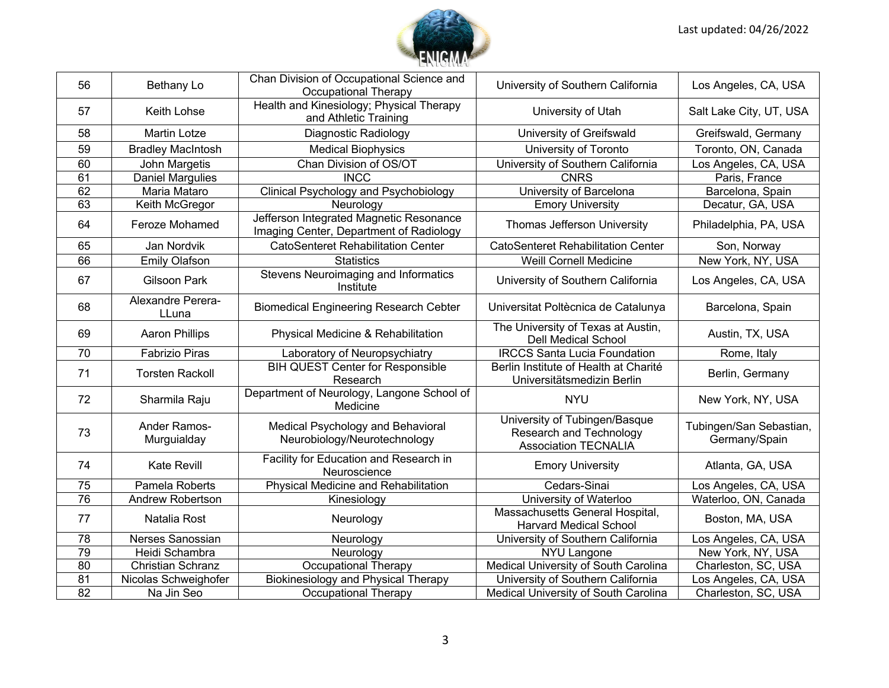| 56 | Bethany Lo | Chan Division of Occupational Science and Occupational Therapy | University of Southern California | Los Angeles, CA, USA |
|---|---|---|---|---|
| 57 | Keith Lohse | Health and Kinesiology; Physical Therapy and Athletic Training | University of Utah | Salt Lake City, UT, USA |
| 58 | Martin Lotze | Diagnostic Radiology | University of Greifswald | Greifswald, Germany |
| 59 | Bradley MacIntosh | Medical Biophysics | University of Toronto | Toronto, ON, Canada |
| 60 | John Margetis | Chan Division of OS/OT | University of Southern California | Los Angeles, CA, USA |
| 61 | Daniel Margulies | INCC | CNRS | Paris, France |
| 62 | Maria Mataro | Clinical Psychology and Psychobiology | University of Barcelona | Barcelona, Spain |
| 63 | Keith McGregor | Neurology | Emory University | Decatur, GA, USA |
| 64 | Feroze Mohamed | Jefferson Integrated Magnetic Resonance Imaging Center, Department of Radiology | Thomas Jefferson University | Philadelphia, PA, USA |
| 65 | Jan Nordvik | CatoSenteret Rehabilitation Center | CatoSenteret Rehabilitation Center | Son, Norway |
| 66 | Emily Olafson | Statistics | Weill Cornell Medicine | New York, NY, USA |
| 67 | Gilsoon Park | Stevens Neuroimaging and Informatics Institute | University of Southern California | Los Angeles, CA, USA |
| 68 | Alexandre Perera-LLuna | Biomedical Engineering Research Cebter | Universitat Poltècnica de Catalunya | Barcelona, Spain |
| 69 | Aaron Phillips | Physical Medicine & Rehabilitation | The University of Texas at Austin, Dell Medical School | Austin, TX, USA |
| 70 | Fabrizio Piras | Laboratory of Neuropsychiatry | IRCCS Santa Lucia Foundation | Rome, Italy |
| 71 | Torsten Rackoll | BIH QUEST Center for Responsible Research | Berlin Institute of Health at Charité Universitätsmedizin Berlin | Berlin, Germany |
| 72 | Sharmila Raju | Department of Neurology, Langone School of Medicine | NYU | New York, NY, USA |
| 73 | Ander Ramos-Murguialday | Medical Psychology and Behavioral Neurobiology/Neurotechnology | University of Tubingen/Basque Research and Technology Association TECNALIA | Tubingen/San Sebastian, Germany/Spain |
| 74 | Kate Revill | Facility for Education and Research in Neuroscience | Emory University | Atlanta, GA, USA |
| 75 | Pamela Roberts | Physical Medicine and Rehabilitation | Cedars-Sinai | Los Angeles, CA, USA |
| 76 | Andrew Robertson | Kinesiology | University of Waterloo | Waterloo, ON, Canada |
| 77 | Natalia Rost | Neurology | Massachusetts General Hospital, Harvard Medical School | Boston, MA, USA |
| 78 | Nerses Sanossian | Neurology | University of Southern California | Los Angeles, CA, USA |
| 79 | Heidi Schambra | Neurology | NYU Langone | New York, NY, USA |
| 80 | Christian Schranz | Occupational Therapy | Medical University of South Carolina | Charleston, SC, USA |
| 81 | Nicolas Schweighofer | Biokinesiology and Physical Therapy | University of Southern California | Los Angeles, CA, USA |
| 82 | Na Jin Seo | Occupational Therapy | Medical University of South Carolina | Charleston, SC, USA |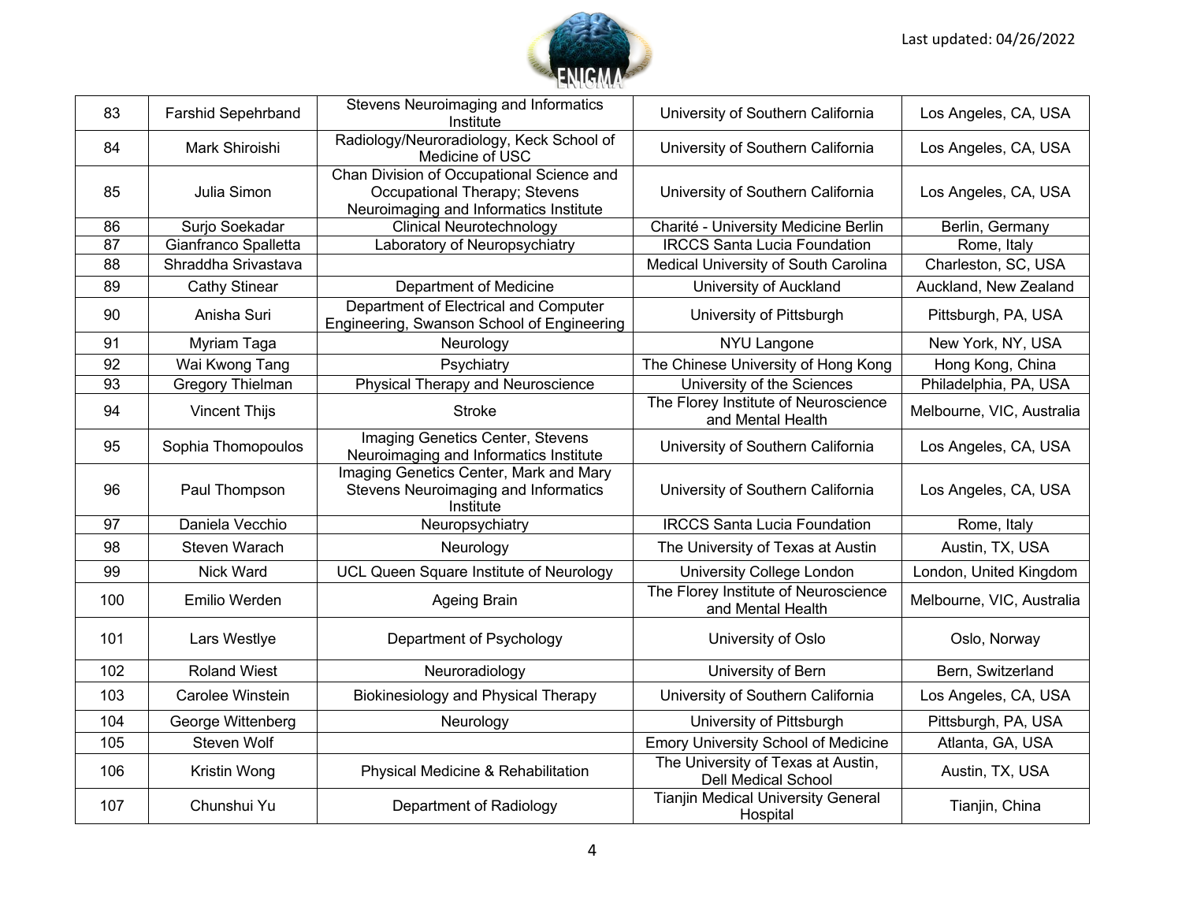| 83 | Farshid Sepehrband | Stevens Neuroimaging and Informatics Institute | University of Southern California | Los Angeles, CA, USA |
|---|---|---|---|---|
| 84 | Mark Shiroishi | Radiology/Neuroradiology, Keck School of Medicine of USC | University of Southern California | Los Angeles, CA, USA |
| 85 | Julia Simon | Chan Division of Occupational Science and Occupational Therapy; Stevens Neuroimaging and Informatics Institute | University of Southern California | Los Angeles, CA, USA |
| 86 | Surjo Soekadar | Clinical Neurotechnology | Charité - University Medicine Berlin | Berlin, Germany |
| 87 | Gianfranco Spalletta | Laboratory of Neuropsychiatry | IRCCS Santa Lucia Foundation | Rome, Italy |
| 88 | Shraddha Srivastava | | Medical University of South Carolina | Charleston, SC, USA |
| 89 | Cathy Stinear | Department of Medicine | University of Auckland | Auckland, New Zealand |
| 90 | Anisha Suri | Department of Electrical and Computer Engineering, Swanson School of Engineering | University of Pittsburgh | Pittsburgh, PA, USA |
| 91 | Myriam Taga | Neurology | NYU Langone | New York, NY, USA |
| 92 | Wai Kwong Tang | Psychiatry | The Chinese University of Hong Kong | Hong Kong, China |
| 93 | Gregory Thielman | Physical Therapy and Neuroscience | University of the Sciences | Philadelphia, PA, USA |
| 94 | Vincent Thijs | Stroke | The Florey Institute of Neuroscience and Mental Health | Melbourne, VIC, Australia |
| 95 | Sophia Thomopoulos | Imaging Genetics Center, Stevens Neuroimaging and Informatics Institute | University of Southern California | Los Angeles, CA, USA |
| 96 | Paul Thompson | Imaging Genetics Center, Mark and Mary Stevens Neuroimaging and Informatics Institute | University of Southern California | Los Angeles, CA, USA |
| 97 | Daniela Vecchio | Neuropsychiatry | IRCCS Santa Lucia Foundation | Rome, Italy |
| 98 | Steven Warach | Neurology | The University of Texas at Austin | Austin, TX, USA |
| 99 | Nick Ward | UCL Queen Square Institute of Neurology | University College London | London, United Kingdom |
| 100 | Emilio Werden | Ageing Brain | The Florey Institute of Neuroscience and Mental Health | Melbourne, VIC, Australia |
| 101 | Lars Westlye | Department of Psychology | University of Oslo | Oslo, Norway |
| 102 | Roland Wiest | Neuroradiology | University of Bern | Bern, Switzerland |
| 103 | Carolee Winstein | Biokinesiology and Physical Therapy | University of Southern California | Los Angeles, CA, USA |
| 104 | George Wittenberg | Neurology | University of Pittsburgh | Pittsburgh, PA, USA |
| 105 | Steven Wolf | | Emory University School of Medicine | Atlanta, GA, USA |
| 106 | Kristin Wong | Physical Medicine & Rehabilitation | The University of Texas at Austin, Dell Medical School | Austin, TX, USA |
| 107 | Chunshui Yu | Department of Radiology | Tianjin Medical University General Hospital | Tianjin, China |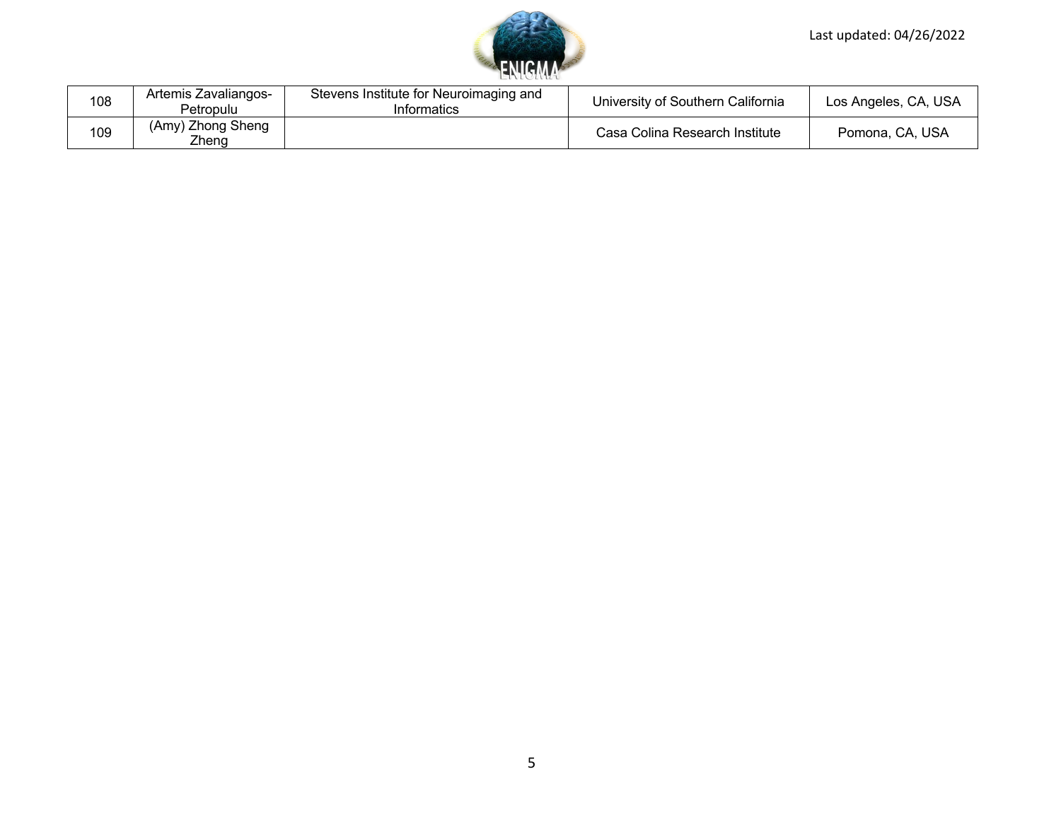| | | | | |
|---|---|---|---|---|
| 108 | Artemis Zavaliangos-Petropulu | Stevens Institute for Neuroimaging and Informatics | University of Southern California | Los Angeles, CA, USA |
| 109 | (Amy) Zhong Sheng Zheng | | Casa Colina Research Institute | Pomona, CA, USA |